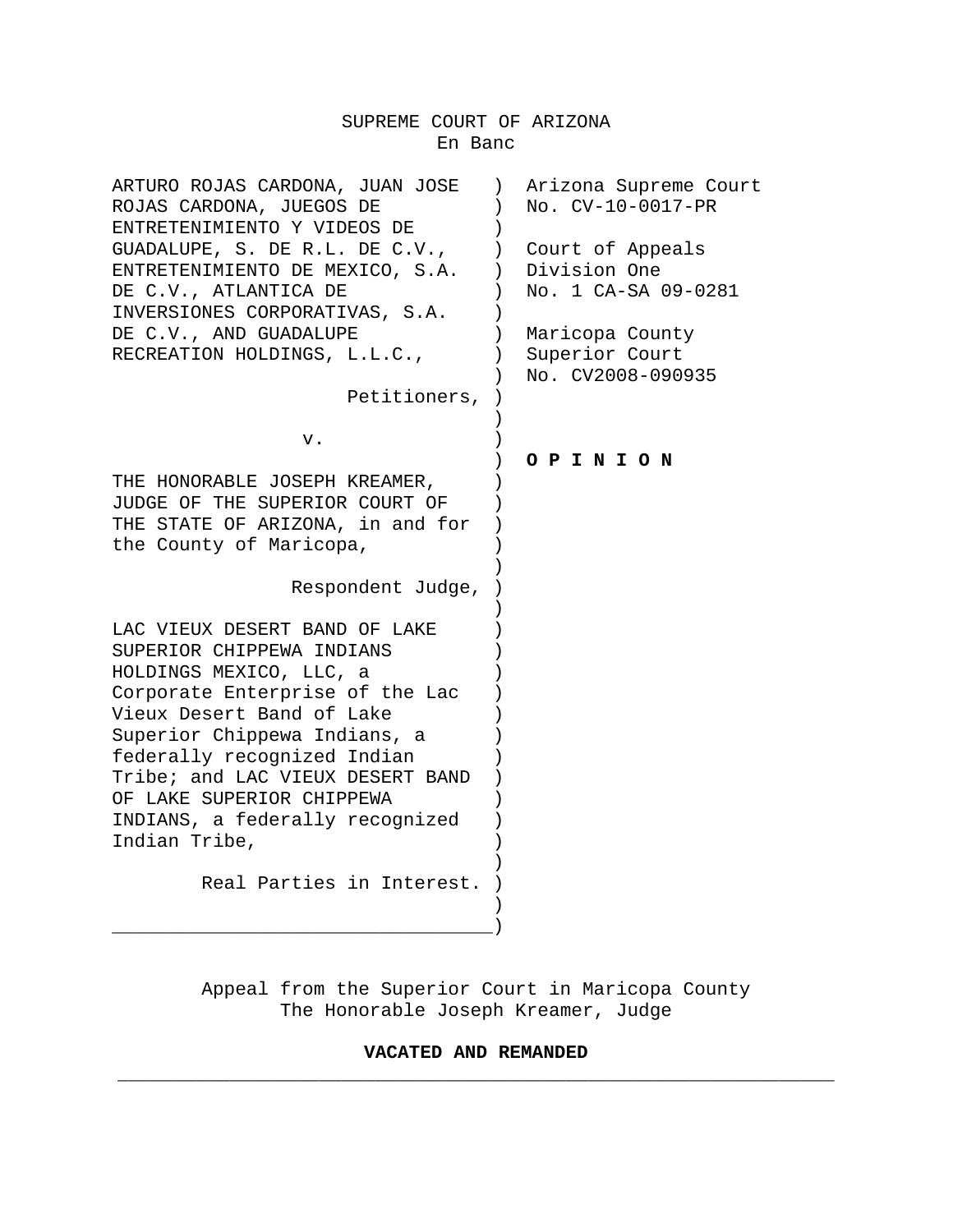SUPREME COURT OF ARIZONA
En Banc

| | |
|---|---|
| ARTURO ROJAS CARDONA, JUAN JOSE ROJAS CARDONA, JUEGOS DE ENTRETENIMIENTO Y VIDEOS DE GUADALUPE, S. DE R.L. DE C.V., ENTRETENIMIENTO DE MEXICO, S.A. DE C.V., ATLANTICA DE INVERSIONES CORPORATIVAS, S.A. DE C.V., AND GUADALUPE RECREATION HOLDINGS, L.L.C., | Arizona Supreme Court No. CV-10-0017-PR |
| Petitioners, | Court of Appeals Division One No. 1 CA-SA 09-0281 |
| v. | Maricopa County Superior Court No. CV2008-090935 |
| THE HONORABLE JOSEPH KREAMER, JUDGE OF THE SUPERIOR COURT OF THE STATE OF ARIZONA, in and for the County of Maricopa, | **O P I N I O N** |
| Respondent Judge, | |
| LAC VIEUX DESERT BAND OF LAKE SUPERIOR CHIPPEWA INDIANS HOLDINGS MEXICO, LLC, a Corporate Enterprise of the Lac Vieux Desert Band of Lake Superior Chippewa Indians, a federally recognized Indian Tribe; and LAC VIEUX DESERT BAND OF LAKE SUPERIOR CHIPPEWA INDIANS, a federally recognized Indian Tribe, | |
| Real Parties in Interest. | |

Appeal from the Superior Court in Maricopa County
The Honorable Joseph Kreamer, Judge

**VACATED AND REMANDED**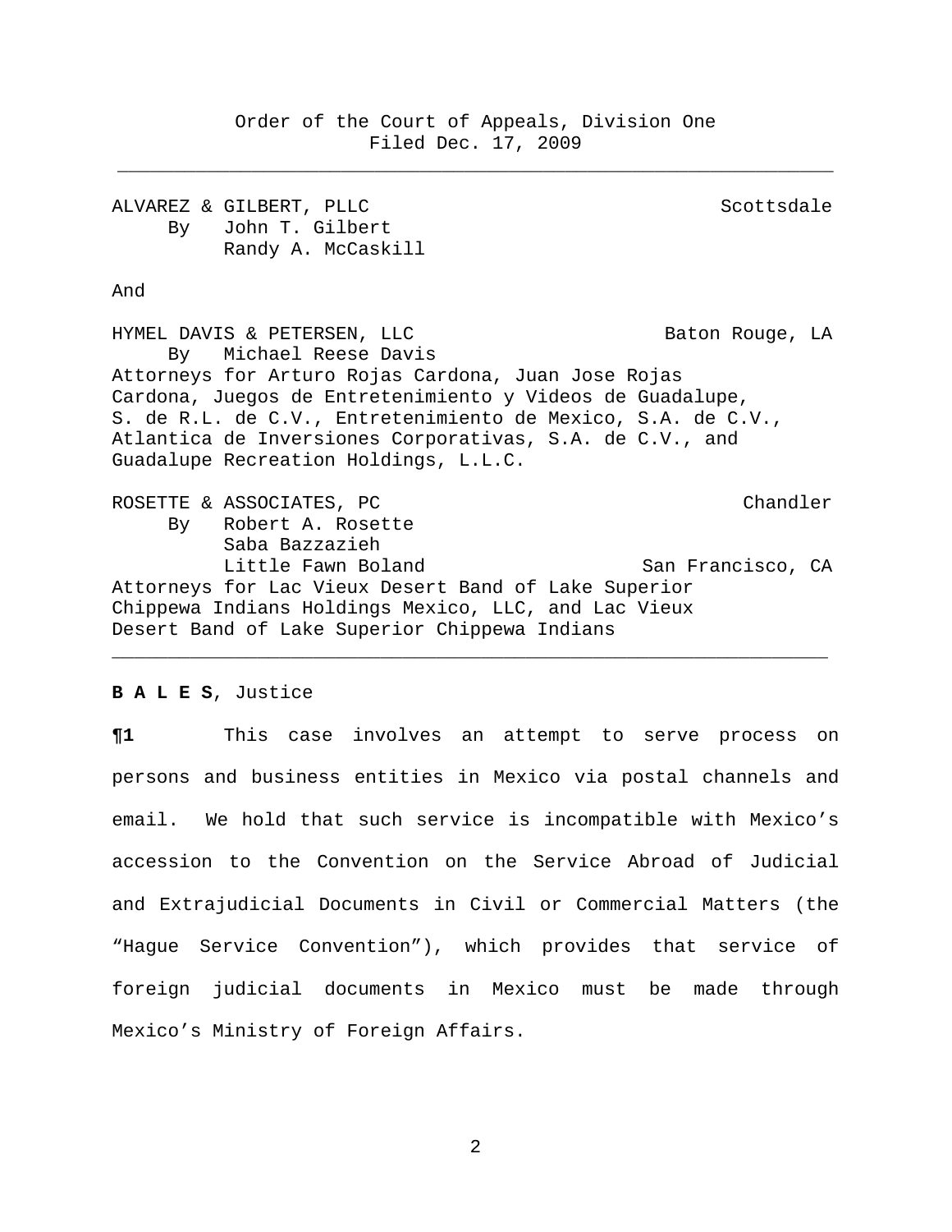Order of the Court of Appeals, Division One
Filed Dec. 17, 2009

---

ALVAREZ & GILBERT, PLLC Scottsdale
By John T. Gilbert
Randy A. McCaskill

And

HYMEL DAVIS & PETERSEN, LLC Baton Rouge, LA
By Michael Reese Davis
Attorneys for Arturo Rojas Cardona, Juan Jose Rojas Cardona, Juegos de Entretenimiento y Videos de Guadalupe, S. de R.L. de C.V., Entretenimiento de Mexico, S.A. de C.V., Atlantica de Inversiones Corporativas, S.A. de C.V., and Guadalupe Recreation Holdings, L.L.C.

ROSETTE & ASSOCIATES, PC Chandler
By Robert A. Rosette
Saba Bazzazieh
Little Fawn Boland San Francisco, CA
Attorneys for Lac Vieux Desert Band of Lake Superior Chippewa Indians Holdings Mexico, LLC, and Lac Vieux Desert Band of Lake Superior Chippewa Indians

---

**B A L E S**, Justice

**¶1** This case involves an attempt to serve process on persons and business entities in Mexico via postal channels and email. We hold that such service is incompatible with Mexico's accession to the Convention on the Service Abroad of Judicial and Extrajudicial Documents in Civil or Commercial Matters (the "Hague Service Convention"), which provides that service of foreign judicial documents in Mexico must be made through Mexico's Ministry of Foreign Affairs.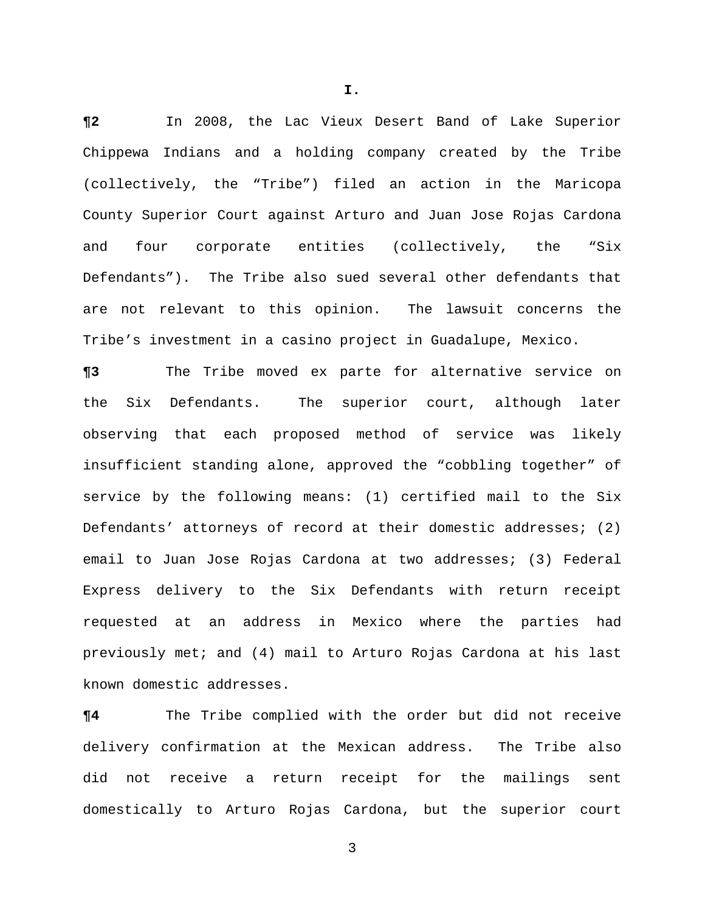# I.

**¶2** In 2008, the Lac Vieux Desert Band of Lake Superior Chippewa Indians and a holding company created by the Tribe (collectively, the "Tribe") filed an action in the Maricopa County Superior Court against Arturo and Juan Jose Rojas Cardona and four corporate entities (collectively, the "Six Defendants"). The Tribe also sued several other defendants that are not relevant to this opinion. The lawsuit concerns the Tribe's investment in a casino project in Guadalupe, Mexico.

**¶3** The Tribe moved ex parte for alternative service on the Six Defendants. The superior court, although later observing that each proposed method of service was likely insufficient standing alone, approved the "cobbling together" of service by the following means: (1) certified mail to the Six Defendants' attorneys of record at their domestic addresses; (2) email to Juan Jose Rojas Cardona at two addresses; (3) Federal Express delivery to the Six Defendants with return receipt requested at an address in Mexico where the parties had previously met; and (4) mail to Arturo Rojas Cardona at his last known domestic addresses.

**¶4** The Tribe complied with the order but did not receive delivery confirmation at the Mexican address. The Tribe also did not receive a return receipt for the mailings sent domestically to Arturo Rojas Cardona, but the superior court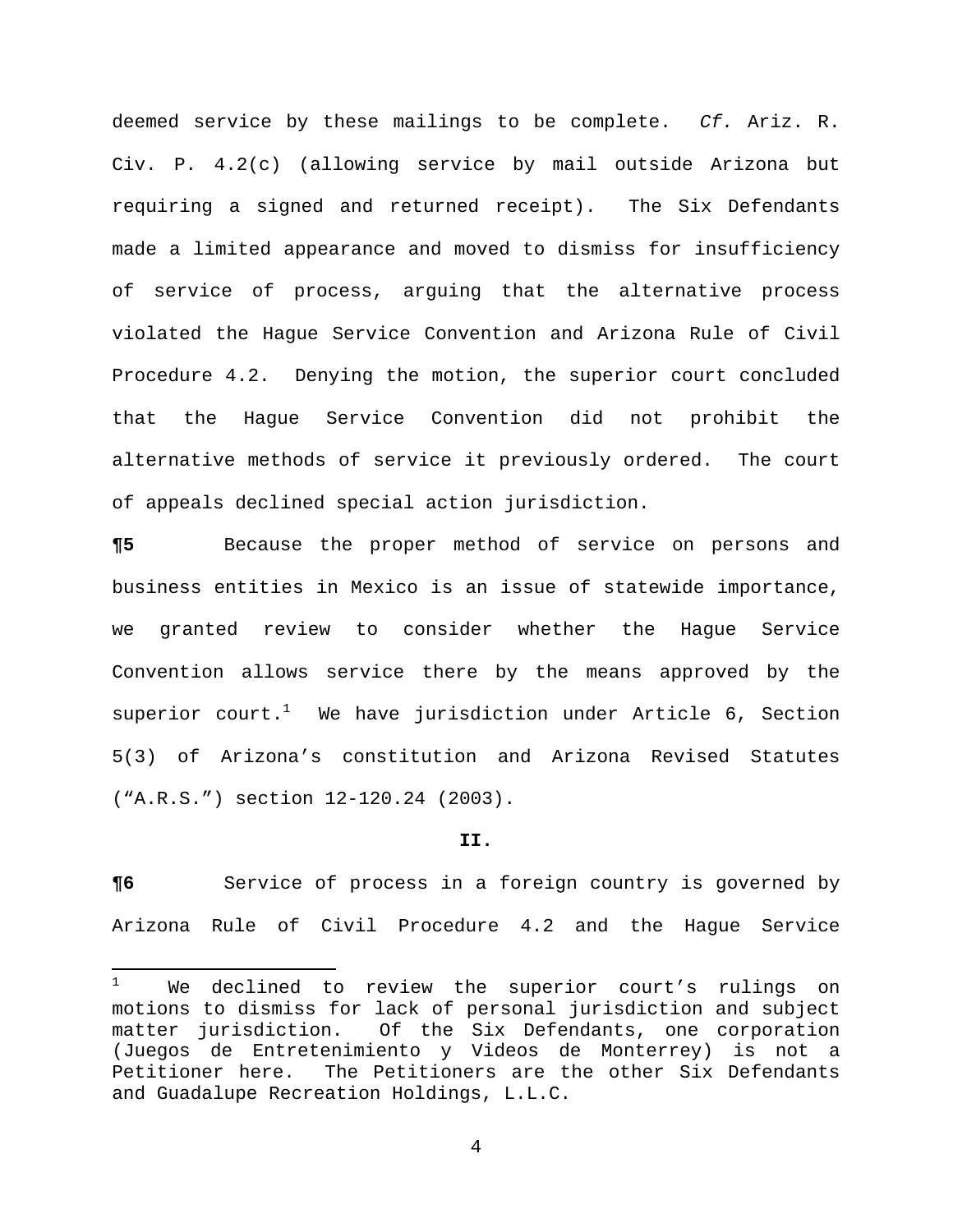deemed service by these mailings to be complete. *Cf.* Ariz. R. Civ. P. 4.2(c) (allowing service by mail outside Arizona but requiring a signed and returned receipt). The Six Defendants made a limited appearance and moved to dismiss for insufficiency of service of process, arguing that the alternative process violated the Hague Service Convention and Arizona Rule of Civil Procedure 4.2. Denying the motion, the superior court concluded that the Hague Service Convention did not prohibit the alternative methods of service it previously ordered. The court of appeals declined special action jurisdiction.

**¶5** Because the proper method of service on persons and business entities in Mexico is an issue of statewide importance, we granted review to consider whether the Hague Service Convention allows service there by the means approved by the superior court.[1] We have jurisdiction under Article 6, Section 5(3) of Arizona's constitution and Arizona Revised Statutes ("A.R.S.") section 12-120.24 (2003).

**II.**

**¶6** Service of process in a foreign country is governed by Arizona Rule of Civil Procedure 4.2 and the Hague Service

---

[1] We declined to review the superior court's rulings on motions to dismiss for lack of personal jurisdiction and subject matter jurisdiction. Of the Six Defendants, one corporation (Juegos de Entretenimiento y Videos de Monterrey) is not a Petitioner here. The Petitioners are the other Six Defendants and Guadalupe Recreation Holdings, L.L.C.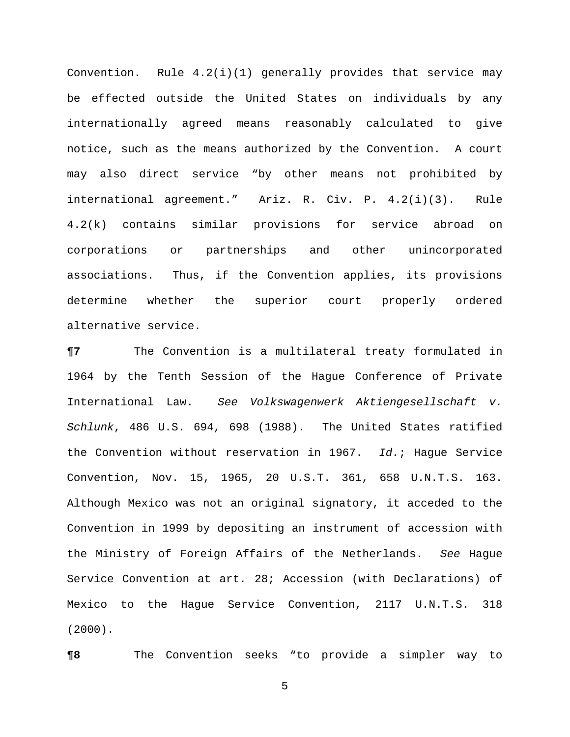Convention. Rule 4.2(i)(1) generally provides that service may be effected outside the United States on individuals by any internationally agreed means reasonably calculated to give notice, such as the means authorized by the Convention. A court may also direct service "by other means not prohibited by international agreement." Ariz. R. Civ. P. 4.2(i)(3). Rule 4.2(k) contains similar provisions for service abroad on corporations or partnerships and other unincorporated associations. Thus, if the Convention applies, its provisions determine whether the superior court properly ordered alternative service.

**¶7** The Convention is a multilateral treaty formulated in 1964 by the Tenth Session of the Hague Conference of Private International Law. *See Volkswagenwerk Aktiengesellschaft v. Schlunk*, 486 U.S. 694, 698 (1988). The United States ratified the Convention without reservation in 1967. *Id.*; Hague Service Convention, Nov. 15, 1965, 20 U.S.T. 361, 658 U.N.T.S. 163. Although Mexico was not an original signatory, it acceded to the Convention in 1999 by depositing an instrument of accession with the Ministry of Foreign Affairs of the Netherlands. *See* Hague Service Convention at art. 28; Accession (with Declarations) of Mexico to the Hague Service Convention, 2117 U.N.T.S. 318 (2000).

**¶8** The Convention seeks "to provide a simpler way to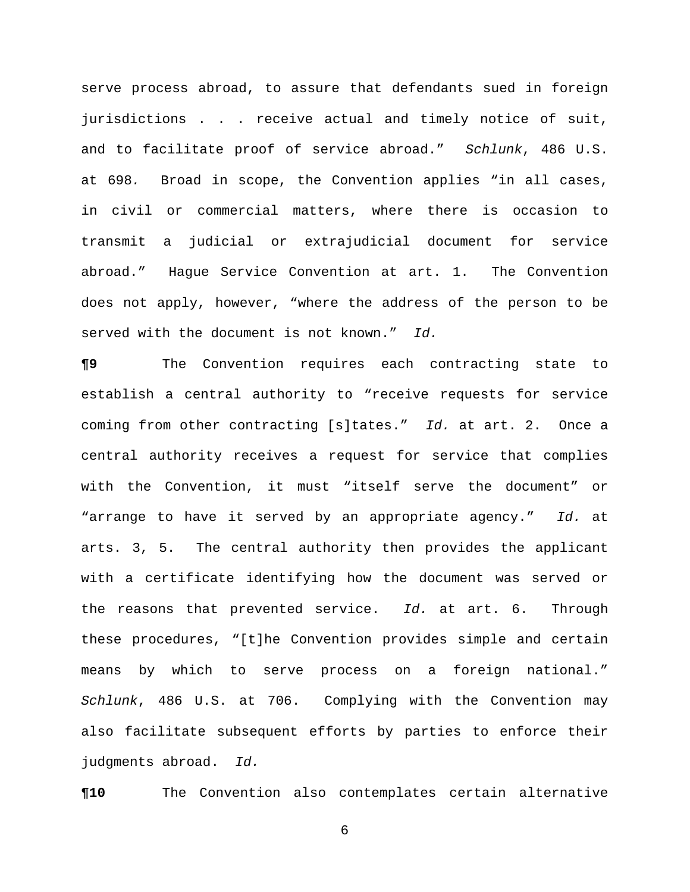serve process abroad, to assure that defendants sued in foreign jurisdictions . . . receive actual and timely notice of suit, and to facilitate proof of service abroad." *Schlunk*, 486 U.S. at 698. Broad in scope, the Convention applies "in all cases, in civil or commercial matters, where there is occasion to transmit a judicial or extrajudicial document for service abroad." Hague Service Convention at art. 1. The Convention does not apply, however, "where the address of the person to be served with the document is not known." *Id.*

**¶9** The Convention requires each contracting state to establish a central authority to "receive requests for service coming from other contracting [s]tates." *Id.* at art. 2. Once a central authority receives a request for service that complies with the Convention, it must "itself serve the document" or "arrange to have it served by an appropriate agency." *Id.* at arts. 3, 5. The central authority then provides the applicant with a certificate identifying how the document was served or the reasons that prevented service. *Id.* at art. 6. Through these procedures, "[t]he Convention provides simple and certain means by which to serve process on a foreign national." *Schlunk*, 486 U.S. at 706. Complying with the Convention may also facilitate subsequent efforts by parties to enforce their judgments abroad. *Id.*

**¶10** The Convention also contemplates certain alternative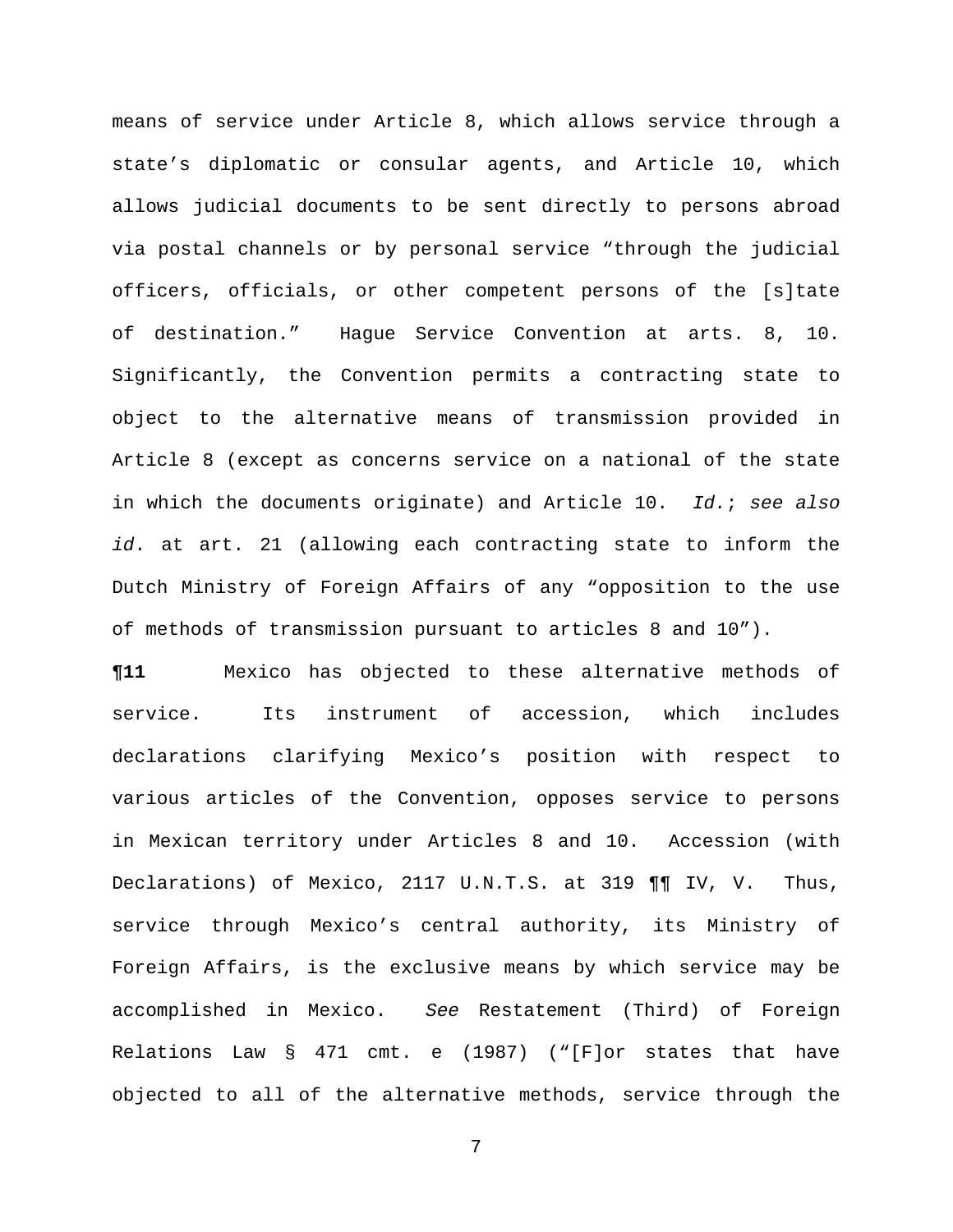means of service under Article 8, which allows service through a state's diplomatic or consular agents, and Article 10, which allows judicial documents to be sent directly to persons abroad via postal channels or by personal service "through the judicial officers, officials, or other competent persons of the [s]tate of destination." Hague Service Convention at arts. 8, 10. Significantly, the Convention permits a contracting state to object to the alternative means of transmission provided in Article 8 (except as concerns service on a national of the state in which the documents originate) and Article 10. *Id.*; *see also id*. at art. 21 (allowing each contracting state to inform the Dutch Ministry of Foreign Affairs of any "opposition to the use of methods of transmission pursuant to articles 8 and 10").

**¶11** Mexico has objected to these alternative methods of service. Its instrument of accession, which includes declarations clarifying Mexico's position with respect to various articles of the Convention, opposes service to persons in Mexican territory under Articles 8 and 10. Accession (with Declarations) of Mexico, 2117 U.N.T.S. at 319 ¶¶ IV, V. Thus, service through Mexico's central authority, its Ministry of Foreign Affairs, is the exclusive means by which service may be accomplished in Mexico. *See* Restatement (Third) of Foreign Relations Law § 471 cmt. e (1987) ("[F]or states that have objected to all of the alternative methods, service through the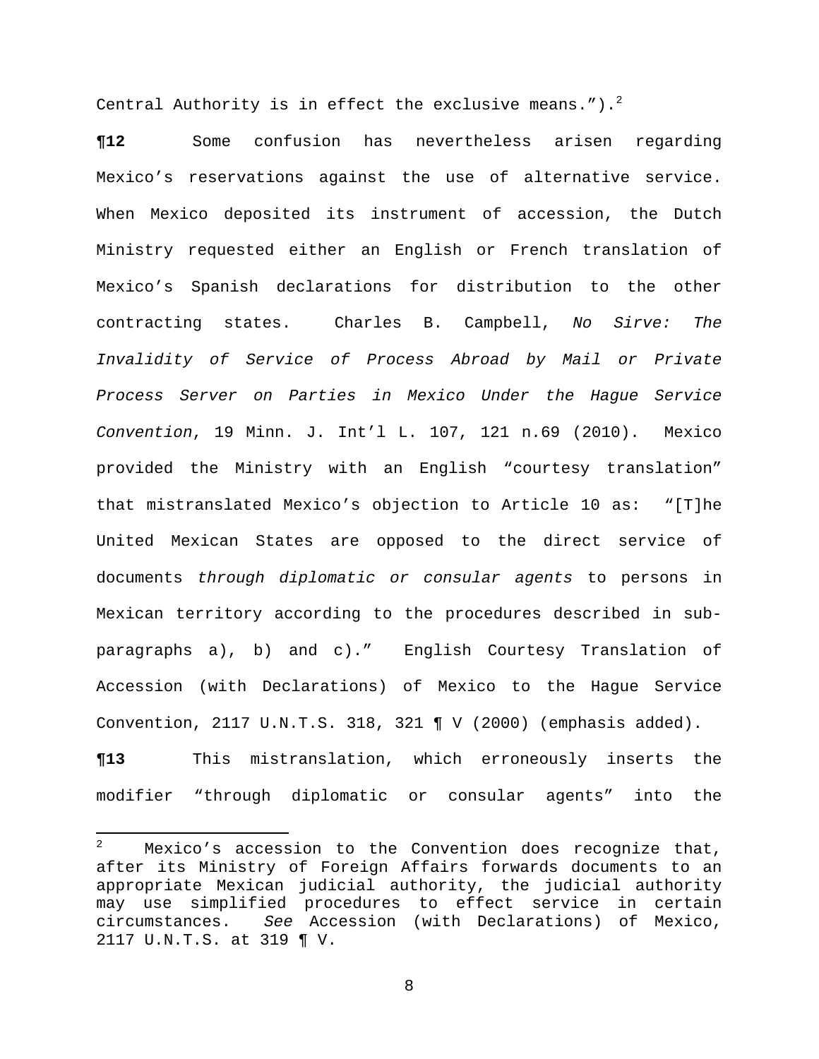Central Authority is in effect the exclusive means.").[2]

**¶12** Some confusion has nevertheless arisen regarding Mexico's reservations against the use of alternative service. When Mexico deposited its instrument of accession, the Dutch Ministry requested either an English or French translation of Mexico's Spanish declarations for distribution to the other contracting states. Charles B. Campbell, *No Sirve: The Invalidity of Service of Process Abroad by Mail or Private Process Server on Parties in Mexico Under the Hague Service Convention*, 19 Minn. J. Int'l L. 107, 121 n.69 (2010). Mexico provided the Ministry with an English "courtesy translation" that mistranslated Mexico's objection to Article 10 as: "[T]he United Mexican States are opposed to the direct service of documents *through diplomatic or consular agents* to persons in Mexican territory according to the procedures described in sub-paragraphs a), b) and c)." English Courtesy Translation of Accession (with Declarations) of Mexico to the Hague Service Convention, 2117 U.N.T.S. 318, 321 ¶ V (2000) (emphasis added).

**¶13** This mistranslation, which erroneously inserts the modifier "through diplomatic or consular agents" into the

---

[2] Mexico's accession to the Convention does recognize that, after its Ministry of Foreign Affairs forwards documents to an appropriate Mexican judicial authority, the judicial authority may use simplified procedures to effect service in certain circumstances. *See* Accession (with Declarations) of Mexico, 2117 U.N.T.S. at 319 ¶ V.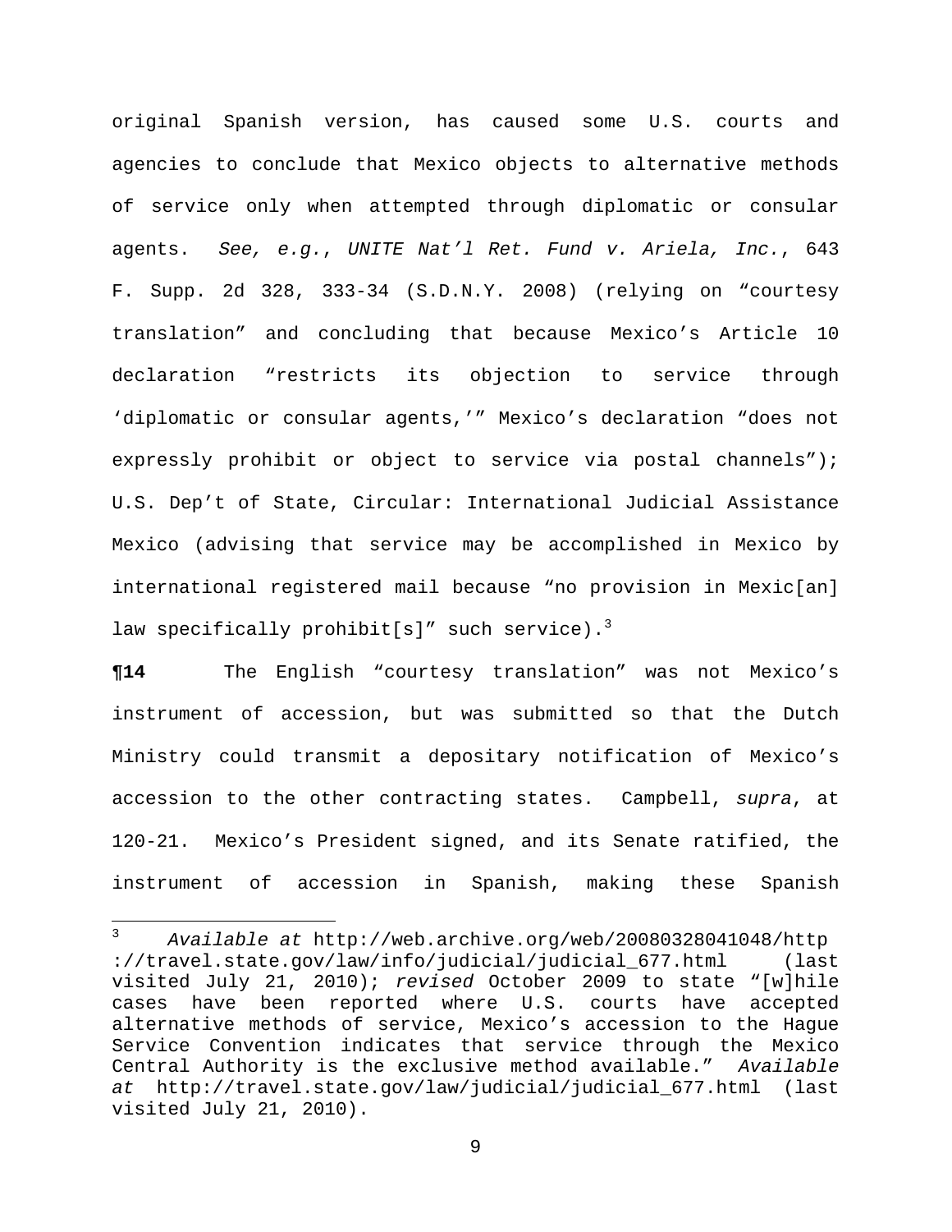original Spanish version, has caused some U.S. courts and agencies to conclude that Mexico objects to alternative methods of service only when attempted through diplomatic or consular agents. *See, e.g.*, *UNITE Nat'l Ret. Fund v. Ariela, Inc.*, 643 F. Supp. 2d 328, 333-34 (S.D.N.Y. 2008) (relying on "courtesy translation" and concluding that because Mexico's Article 10 declaration "restricts its objection to service through 'diplomatic or consular agents,'" Mexico's declaration "does not expressly prohibit or object to service via postal channels"); U.S. Dep't of State, Circular: International Judicial Assistance Mexico (advising that service may be accomplished in Mexico by international registered mail because "no provision in Mexic[an] law specifically prohibit[s]" such service).[3]

**¶14** The English "courtesy translation" was not Mexico's instrument of accession, but was submitted so that the Dutch Ministry could transmit a depositary notification of Mexico's accession to the other contracting states. Campbell, *supra*, at 120-21. Mexico's President signed, and its Senate ratified, the instrument of accession in Spanish, making these Spanish

---

[3] *Available at* http://web.archive.org/web/20080328041048/http://travel.state.gov/law/info/judicial/judicial_677.html (last visited July 21, 2010); *revised* October 2009 to state "[w]hile cases have been reported where U.S. courts have accepted alternative methods of service, Mexico's accession to the Hague Service Convention indicates that service through the Mexico Central Authority is the exclusive method available." *Available at* http://travel.state.gov/law/judicial/judicial_677.html (last visited July 21, 2010).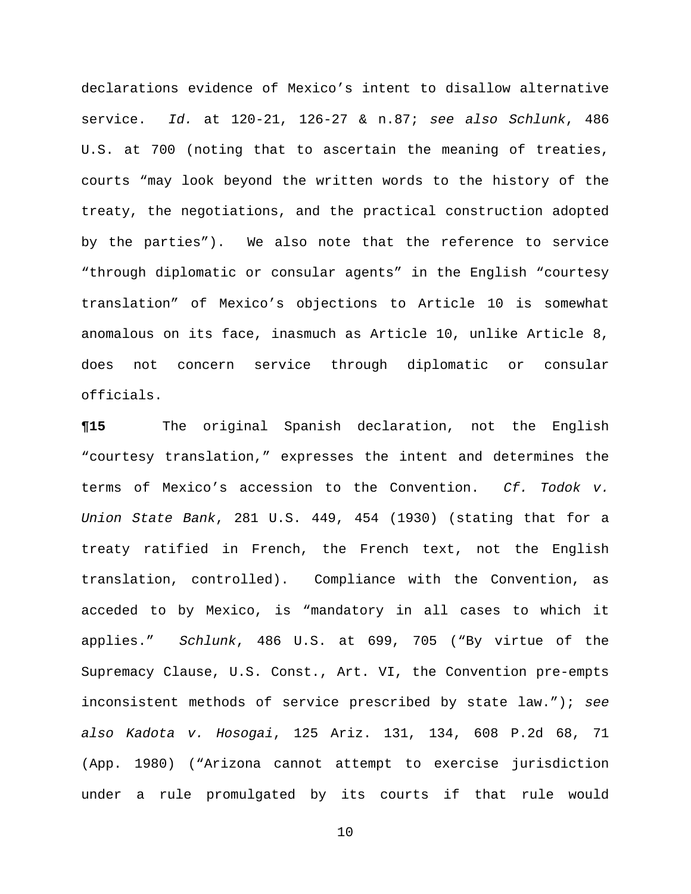declarations evidence of Mexico's intent to disallow alternative service. *Id.* at 120-21, 126-27 & n.87; *see also Schlunk*, 486 U.S. at 700 (noting that to ascertain the meaning of treaties, courts "may look beyond the written words to the history of the treaty, the negotiations, and the practical construction adopted by the parties"). We also note that the reference to service "through diplomatic or consular agents" in the English "courtesy translation" of Mexico's objections to Article 10 is somewhat anomalous on its face, inasmuch as Article 10, unlike Article 8, does not concern service through diplomatic or consular officials.

**¶15** The original Spanish declaration, not the English "courtesy translation," expresses the intent and determines the terms of Mexico's accession to the Convention. *Cf. Todok v. Union State Bank*, 281 U.S. 449, 454 (1930) (stating that for a treaty ratified in French, the French text, not the English translation, controlled). Compliance with the Convention, as acceded to by Mexico, is "mandatory in all cases to which it applies." *Schlunk*, 486 U.S. at 699, 705 ("By virtue of the Supremacy Clause, U.S. Const., Art. VI, the Convention pre-empts inconsistent methods of service prescribed by state law."); *see also Kadota v. Hosogai*, 125 Ariz. 131, 134, 608 P.2d 68, 71 (App. 1980) ("Arizona cannot attempt to exercise jurisdiction under a rule promulgated by its courts if that rule would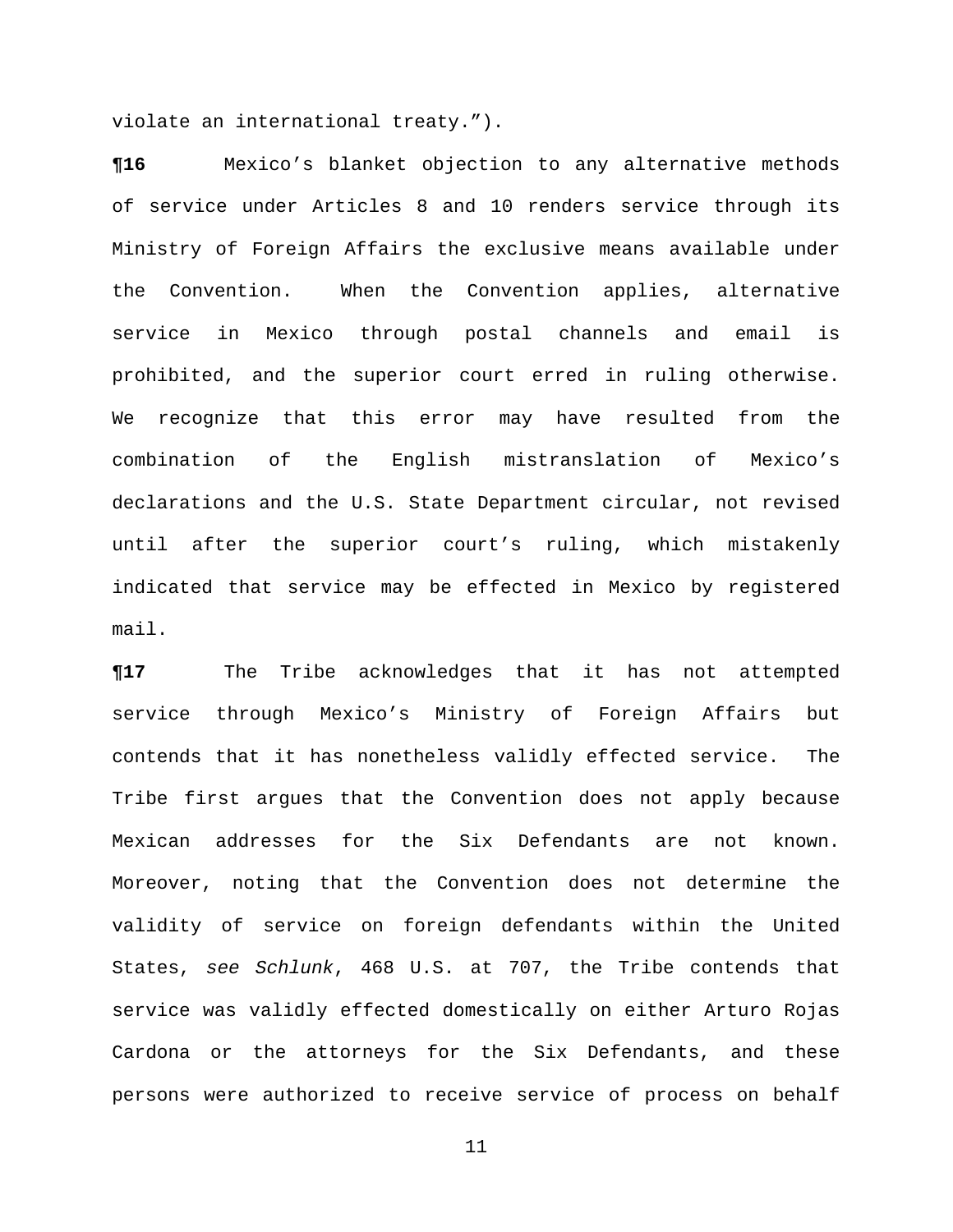violate an international treaty.”).

**¶16** Mexico’s blanket objection to any alternative methods of service under Articles 8 and 10 renders service through its Ministry of Foreign Affairs the exclusive means available under the Convention. When the Convention applies, alternative service in Mexico through postal channels and email is prohibited, and the superior court erred in ruling otherwise. We recognize that this error may have resulted from the combination of the English mistranslation of Mexico’s declarations and the U.S. State Department circular, not revised until after the superior court’s ruling, which mistakenly indicated that service may be effected in Mexico by registered mail.

**¶17** The Tribe acknowledges that it has not attempted service through Mexico’s Ministry of Foreign Affairs but contends that it has nonetheless validly effected service. The Tribe first argues that the Convention does not apply because Mexican addresses for the Six Defendants are not known. Moreover, noting that the Convention does not determine the validity of service on foreign defendants within the United States, *see Schlunk*, 468 U.S. at 707, the Tribe contends that service was validly effected domestically on either Arturo Rojas Cardona or the attorneys for the Six Defendants, and these persons were authorized to receive service of process on behalf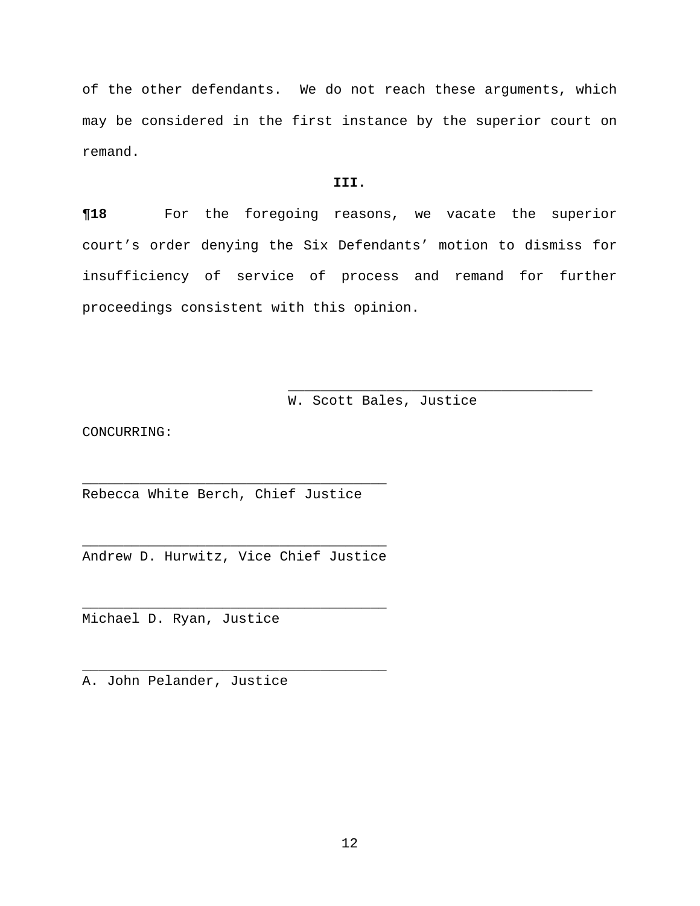of the other defendants. We do not reach these arguments, which may be considered in the first instance by the superior court on remand.

### III.

**¶18** For the foregoing reasons, we vacate the superior court's order denying the Six Defendants' motion to dismiss for insufficiency of service of process and remand for further proceedings consistent with this opinion.

_____________________________________
W. Scott Bales, Justice

CONCURRING:

_____________________________________
Rebecca White Berch, Chief Justice

_____________________________________
Andrew D. Hurwitz, Vice Chief Justice

_____________________________________
Michael D. Ryan, Justice

_____________________________________
A. John Pelander, Justice